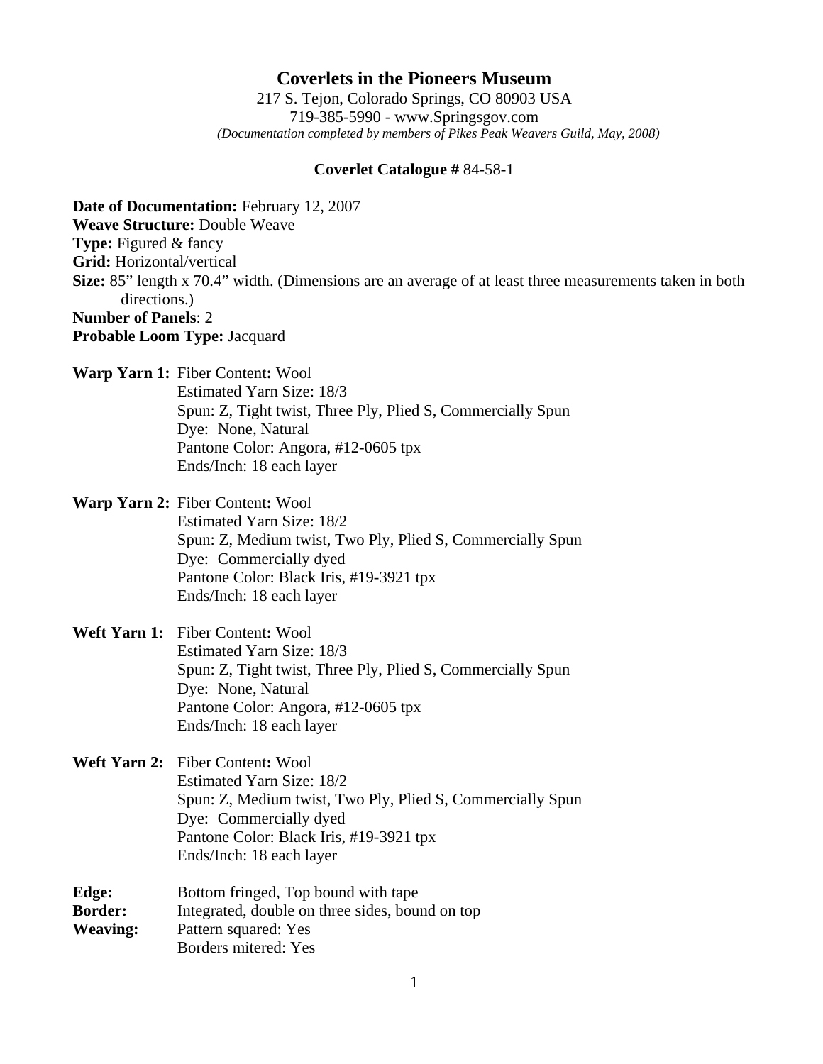# Coverlets in the Pioneers Museum

217 S. Tejon, Colorado Springs, CO 80903 USA
719-385-5990 - www.Springsgov.com
*(Documentation completed by members of Pikes Peak Weavers Guild, May, 2008)*

**Coverlet Catalogue #** 84-58-1

**Date of Documentation:** February 12, 2007
**Weave Structure:** Double Weave
**Type:** Figured & fancy
**Grid:** Horizontal/vertical
**Size:** 85" length x 70.4" width. (Dimensions are an average of at least three measurements taken in both directions.)
**Number of Panels**: 2
**Probable Loom Type:** Jacquard

**Warp Yarn 1:** Fiber Content**:** Wool
Estimated Yarn Size: 18/3
Spun: Z, Tight twist, Three Ply, Plied S, Commercially Spun
Dye: None, Natural
Pantone Color: Angora, #12-0605 tpx
Ends/Inch: 18 each layer

**Warp Yarn 2:** Fiber Content**:** Wool
Estimated Yarn Size: 18/2
Spun: Z, Medium twist, Two Ply, Plied S, Commercially Spun
Dye: Commercially dyed
Pantone Color: Black Iris, #19-3921 tpx
Ends/Inch: 18 each layer

**Weft Yarn 1:** Fiber Content**:** Wool
Estimated Yarn Size: 18/3
Spun: Z, Tight twist, Three Ply, Plied S, Commercially Spun
Dye: None, Natural
Pantone Color: Angora, #12-0605 tpx
Ends/Inch: 18 each layer

**Weft Yarn 2:** Fiber Content**:** Wool
Estimated Yarn Size: 18/2
Spun: Z, Medium twist, Two Ply, Plied S, Commercially Spun
Dye: Commercially dyed
Pantone Color: Black Iris, #19-3921 tpx
Ends/Inch: 18 each layer

**Edge:** Bottom fringed, Top bound with tape
**Border:** Integrated, double on three sides, bound on top
**Weaving:** Pattern squared: Yes
Borders mitered: Yes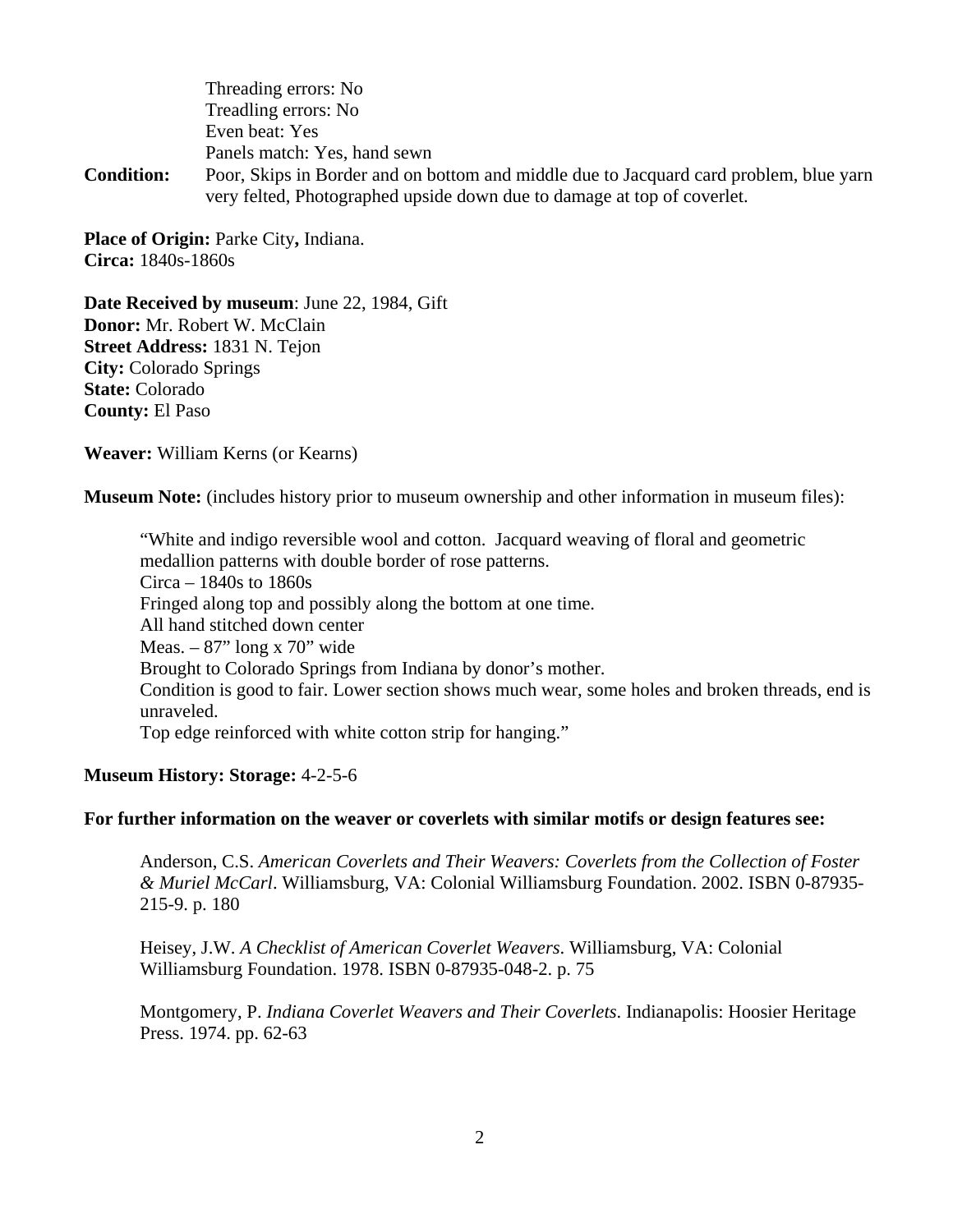Threading errors: No
Treadling errors: No
Even beat: Yes
Panels match: Yes, hand sewn

**Condition:** Poor, Skips in Border and on bottom and middle due to Jacquard card problem, blue yarn very felted, Photographed upside down due to damage at top of coverlet.

**Place of Origin:** Parke City**,** Indiana.
**Circa:** 1840s-1860s

**Date Received by museum**: June 22, 1984, Gift
**Donor:** Mr. Robert W. McClain
**Street Address:** 1831 N. Tejon
**City:** Colorado Springs
**State:** Colorado
**County:** El Paso

**Weaver:** William Kerns (or Kearns)

**Museum Note:** (includes history prior to museum ownership and other information in museum files):

> "White and indigo reversible wool and cotton. Jacquard weaving of floral and geometric medallion patterns with double border of rose patterns.
> Circa – 1840s to 1860s
> Fringed along top and possibly along the bottom at one time.
> All hand stitched down center
> Meas. – 87" long x 70" wide
> Brought to Colorado Springs from Indiana by donor's mother.
> Condition is good to fair. Lower section shows much wear, some holes and broken threads, end is unraveled.
> Top edge reinforced with white cotton strip for hanging."

**Museum History: Storage:** 4-2-5-6

**For further information on the weaver or coverlets with similar motifs or design features see:**

Anderson, C.S. *American Coverlets and Their Weavers: Coverlets from the Collection of Foster & Muriel McCarl*. Williamsburg, VA: Colonial Williamsburg Foundation. 2002. ISBN 0-87935-215-9. p. 180

Heisey, J.W. *A Checklist of American Coverlet Weavers*. Williamsburg, VA: Colonial Williamsburg Foundation. 1978. ISBN 0-87935-048-2. p. 75

Montgomery, P. *Indiana Coverlet Weavers and Their Coverlets*. Indianapolis: Hoosier Heritage Press. 1974. pp. 62-63